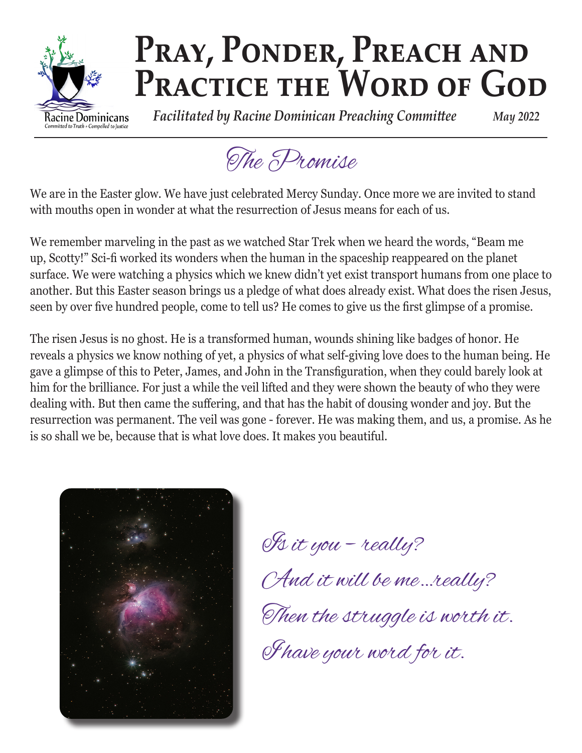# Pray, Ponder, Preach and Practice the Word of God

Racine Dominicans
Committed to Truth + Compelled to Justice

*Facilitated by Racine Dominican Preaching Committee* *May 2022*

## The Promise

We are in the Easter glow. We have just celebrated Mercy Sunday. Once more we are invited to stand with mouths open in wonder at what the resurrection of Jesus means for each of us.

We remember marveling in the past as we watched Star Trek when we heard the words, "Beam me up, Scotty!" Sci-fi worked its wonders when the human in the spaceship reappeared on the planet surface. We were watching a physics which we knew didn't yet exist transport humans from one place to another. But this Easter season brings us a pledge of what does already exist. What does the risen Jesus, seen by over five hundred people, come to tell us? He comes to give us the first glimpse of a promise.

The risen Jesus is no ghost. He is a transformed human, wounds shining like badges of honor. He reveals a physics we know nothing of yet, a physics of what self-giving love does to the human being. He gave a glimpse of this to Peter, James, and John in the Transfiguration, when they could barely look at him for the brilliance. For just a while the veil lifted and they were shown the beauty of who they were dealing with. But then came the suffering, and that has the habit of dousing wonder and joy. But the resurrection was permanent. The veil was gone - forever. He was making them, and us, a promise. As he is so shall we be, because that is what love does. It makes you beautiful.

*Is it you – really?*
*And it will be me…really?*
*Then the struggle is worth it.*
*I have your word for it.*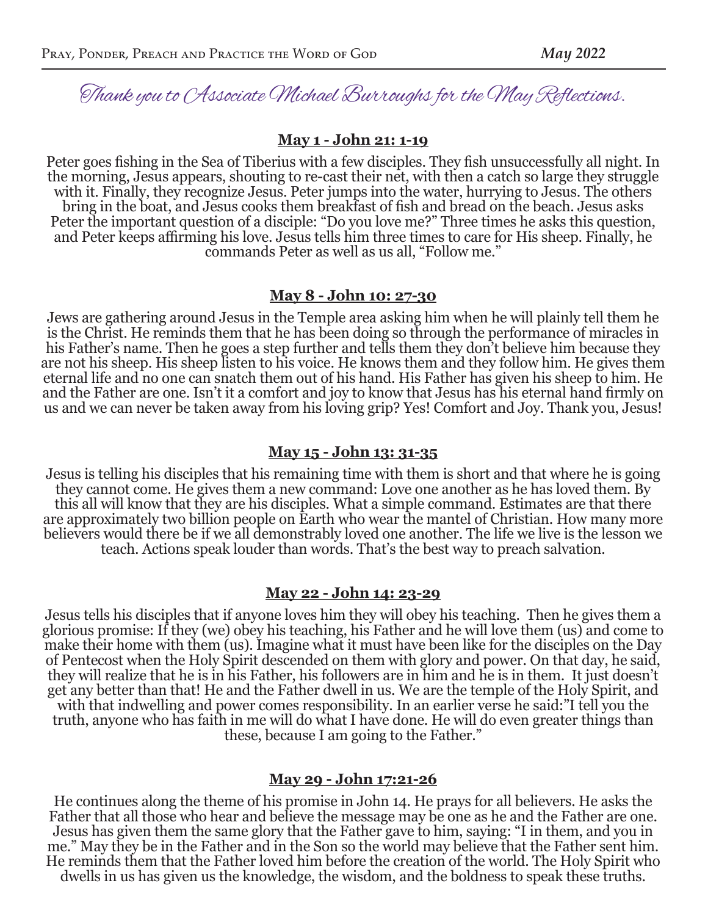*Thank you to Associate Michael Burroughs for the May Reflections.*

**May 1 - John 21: 1-19**

Peter goes fishing in the Sea of Tiberius with a few disciples. They fish unsuccessfully all night. In the morning, Jesus appears, shouting to re-cast their net, with then a catch so large they struggle with it. Finally, they recognize Jesus. Peter jumps into the water, hurrying to Jesus. The others bring in the boat, and Jesus cooks them breakfast of fish and bread on the beach. Jesus asks Peter the important question of a disciple: "Do you love me?" Three times he asks this question, and Peter keeps affirming his love. Jesus tells him three times to care for His sheep. Finally, he commands Peter as well as us all, "Follow me."

**May 8 - John 10: 27-30**

Jews are gathering around Jesus in the Temple area asking him when he will plainly tell them he is the Christ. He reminds them that he has been doing so through the performance of miracles in his Father's name. Then he goes a step further and tells them they don't believe him because they are not his sheep. His sheep listen to his voice. He knows them and they follow him. He gives them eternal life and no one can snatch them out of his hand. His Father has given his sheep to him. He and the Father are one. Isn't it a comfort and joy to know that Jesus has his eternal hand firmly on us and we can never be taken away from his loving grip? Yes! Comfort and Joy. Thank you, Jesus!

**May 15 - John 13: 31-35**

Jesus is telling his disciples that his remaining time with them is short and that where he is going they cannot come. He gives them a new command: Love one another as he has loved them. By this all will know that they are his disciples. What a simple command. Estimates are that there are approximately two billion people on Earth who wear the mantel of Christian. How many more believers would there be if we all demonstrably loved one another. The life we live is the lesson we teach. Actions speak louder than words. That's the best way to preach salvation.

**May 22 - John 14: 23-29**

Jesus tells his disciples that if anyone loves him they will obey his teaching. Then he gives them a glorious promise: If they (we) obey his teaching, his Father and he will love them (us) and come to make their home with them (us). Imagine what it must have been like for the disciples on the Day of Pentecost when the Holy Spirit descended on them with glory and power. On that day, he said, they will realize that he is in his Father, his followers are in him and he is in them. It just doesn't get any better than that! He and the Father dwell in us. We are the temple of the Holy Spirit, and with that indwelling and power comes responsibility. In an earlier verse he said:"I tell you the truth, anyone who has faith in me will do what I have done. He will do even greater things than these, because I am going to the Father."

**May 29 - John 17:21-26**

He continues along the theme of his promise in John 14. He prays for all believers. He asks the Father that all those who hear and believe the message may be one as he and the Father are one. Jesus has given them the same glory that the Father gave to him, saying: "I in them, and you in me." May they be in the Father and in the Son so the world may believe that the Father sent him. He reminds them that the Father loved him before the creation of the world. The Holy Spirit who dwells in us has given us the knowledge, the wisdom, and the boldness to speak these truths.